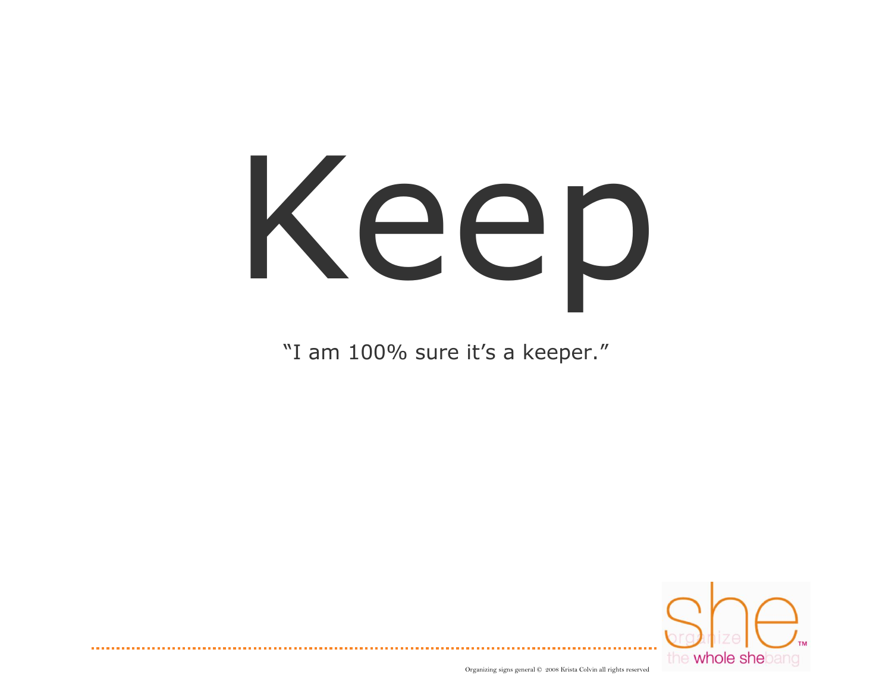# Keep

"I am 100% sure it's a keeper."

Organizing signs general © 2008 Krista Colvin all rights reserved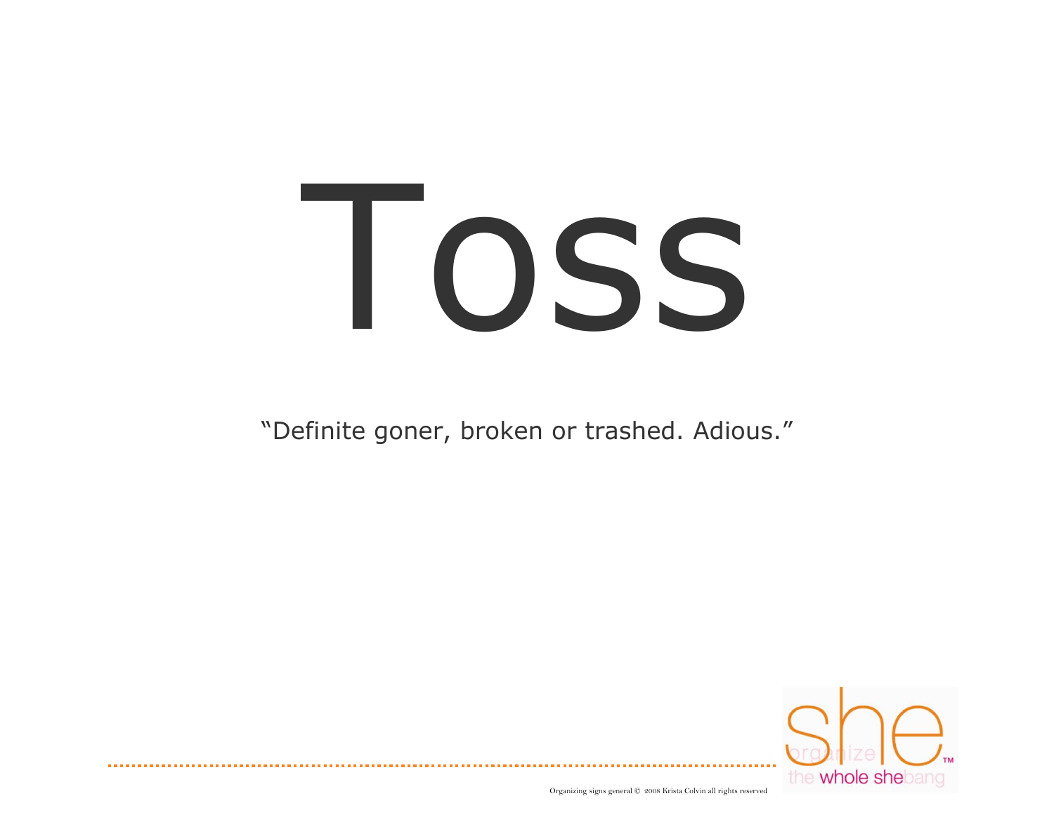# Toss

"Definite goner, broken or trashed. Adious."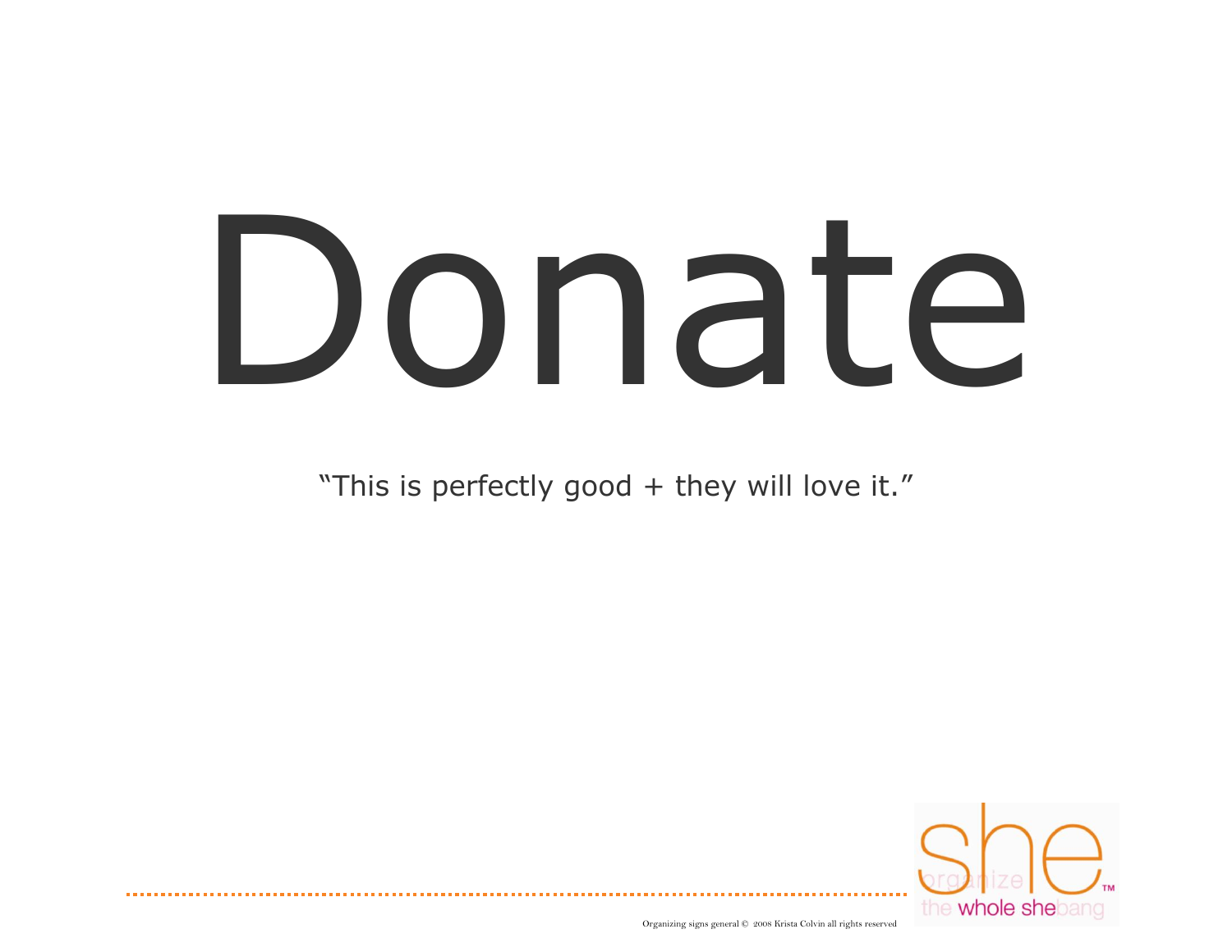# Donate

"This is perfectly good + they will love it."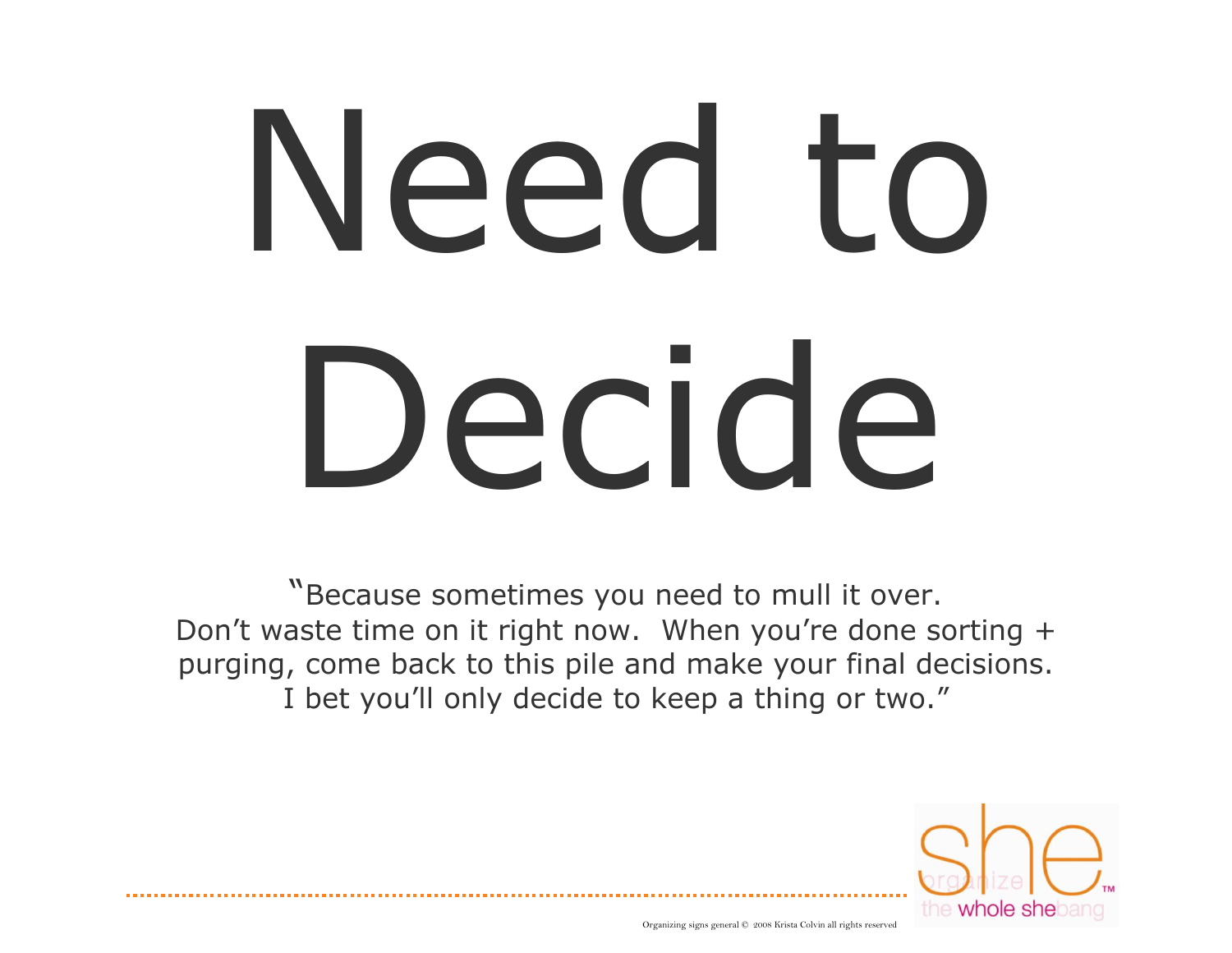# Need to Decide

"Because sometimes you need to mull it over.
Don't waste time on it right now. When you're done sorting + purging, come back to this pile and make your final decisions.
I bet you'll only decide to keep a thing or two."

she organize the whole shebang™

Organizing signs general © 2008 Krista Colvin all rights reserved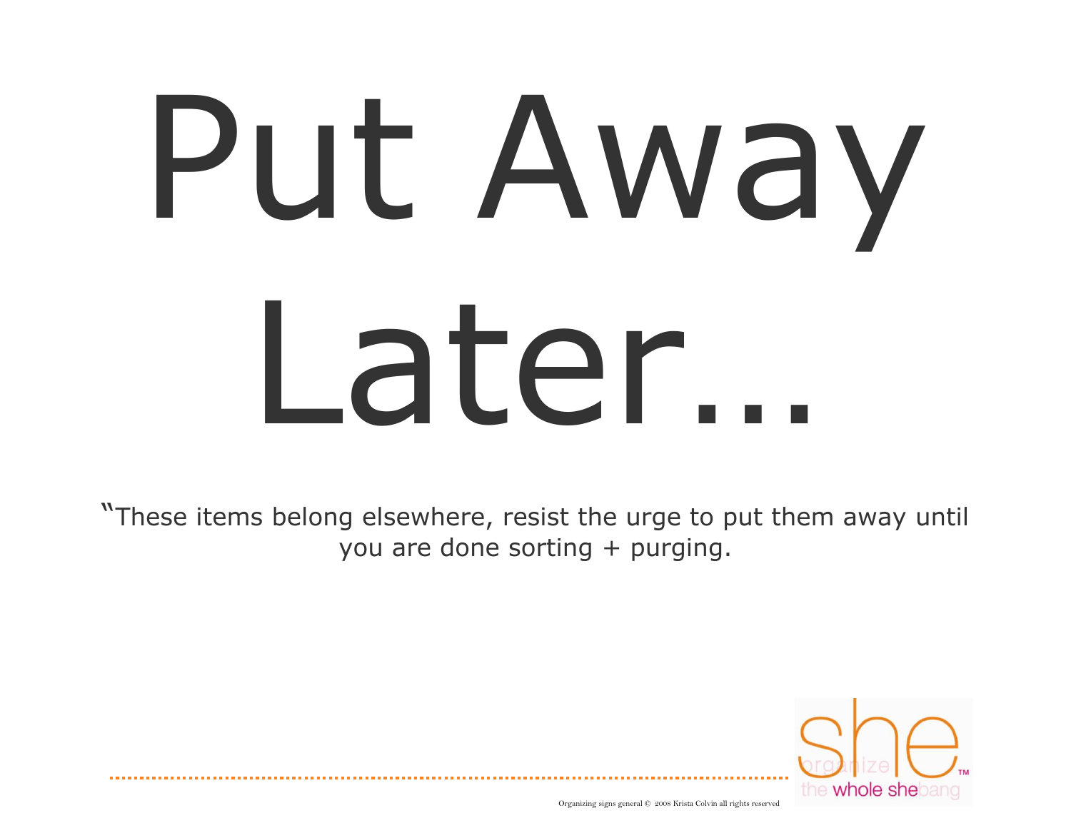# Put Away Later...

"These items belong elsewhere, resist the urge to put them away until you are done sorting + purging.

she organize the whole shebang™

Organizing signs general © 2008 Krista Colvin all rights reserved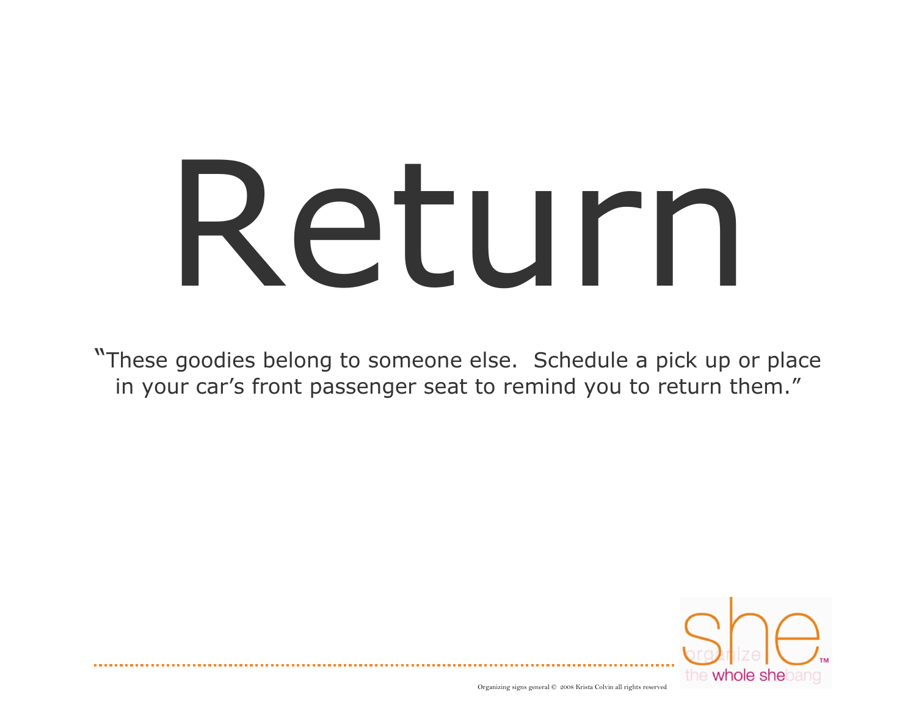# Return

"These goodies belong to someone else.  Schedule a pick up or place in your car's front passenger seat to remind you to return them."

Organizing signs general © 2008 Krista Colvin all rights reserved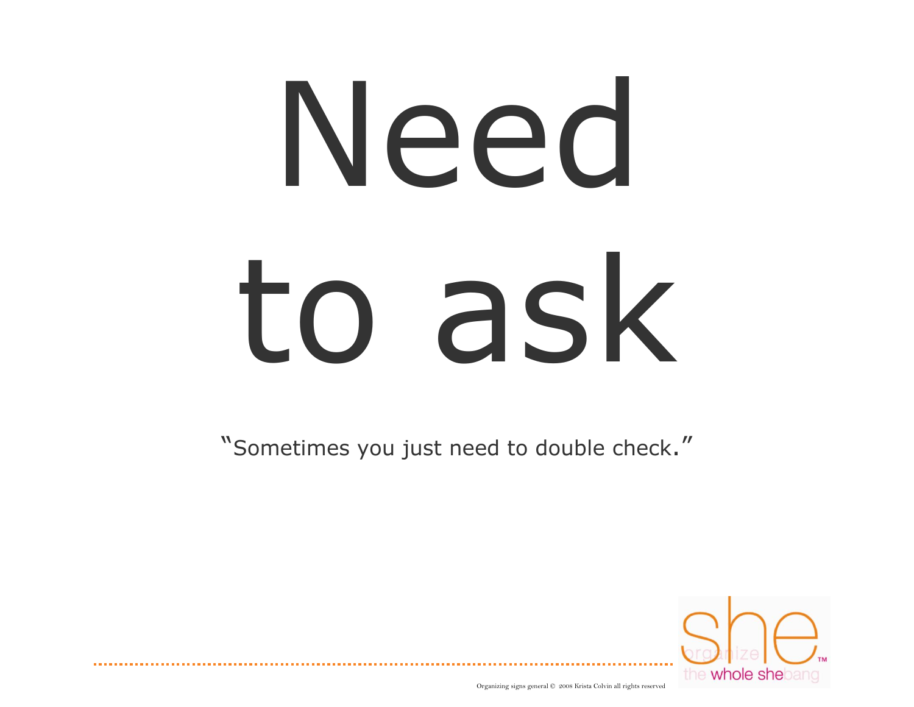# Need to ask

"Sometimes you just need to double check."

she organize the whole shebang™

Organizing signs general © 2008 Krista Colvin all rights reserved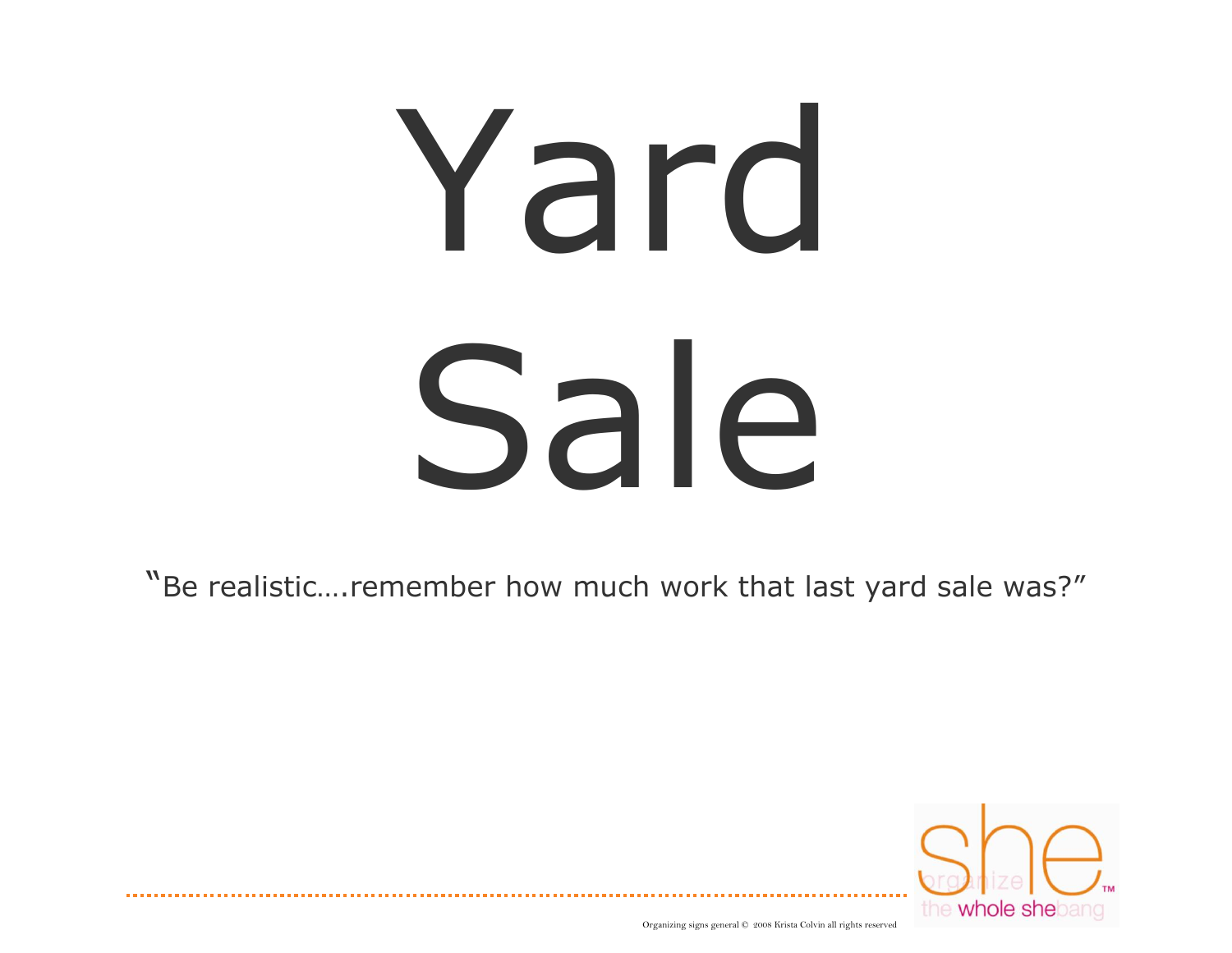# Yard Sale

"Be realistic….remember how much work that last yard sale was?"

Organizing signs general © 2008 Krista Colvin all rights reserved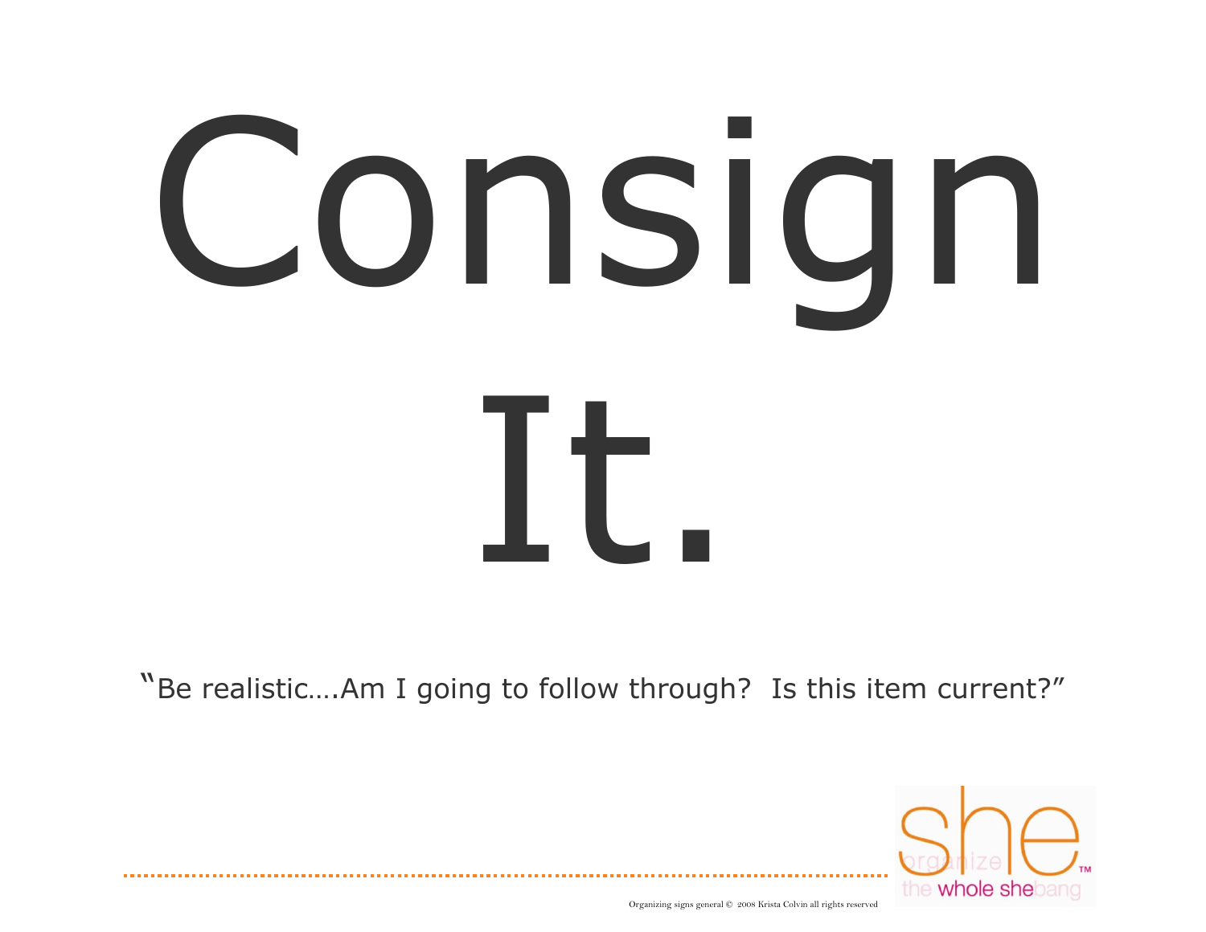# Consign It.

"Be realistic….Am I going to follow through? Is this item current?"

she organize the whole shebang™

Organizing signs general © 2008 Krista Colvin all rights reserved